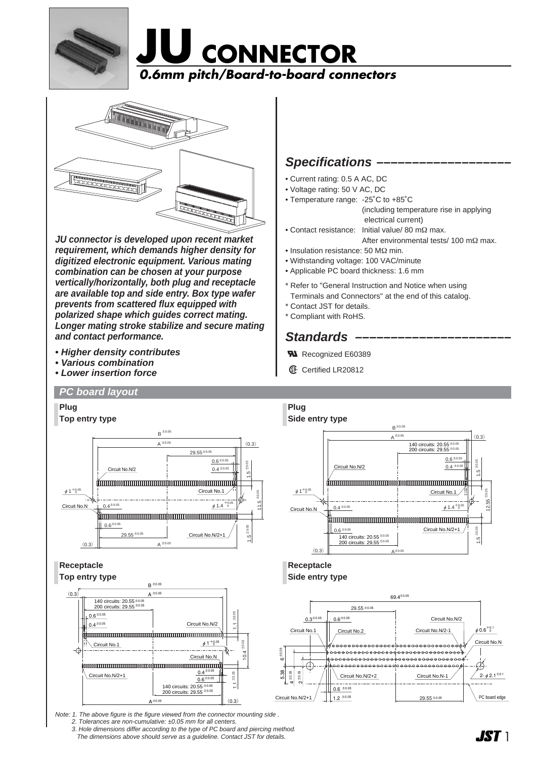# JU CONNECTOR

## *0.6mm pitch/Board-to-board connectors*

***JU connector is developed upon recent market requirement, which demands higher density for digitized electronic equipment. Various mating combination can be chosen at your purpose vertically/horizontally, both plug and receptacle are available top and side entry. Box type wafer prevents from scattered flux equipped with polarized shape which guides correct mating. Longer mating stroke stabilize and secure mating and contact performance.***

- ***Higher density contributes***
- ***Various combination***
- ***Lower insertion force***

## *Specifications*

- Current rating: 0.5 A AC, DC
- Voltage rating: 50 V AC, DC
- Temperature range: -25˚C to +85˚C (including temperature rise in applying electrical current)
- Contact resistance: Initial value/ 80 mΩ max. After environmental tests/ 100 mΩ max.
- Insulation resistance: 50 MΩ min.
- Withstanding voltage: 100 VAC/minute
- Applicable PC board thickness: 1.6 mm

\* Refer to "General Instruction and Notice when using Terminals and Connectors" at the end of this catalog.
\* Contact JST for details.
\* Compliant with RoHS.

## *Standards*

Recognized E60389

Certified LR20812

## *PC board layout*

### Plug
**Top entry type**

### Plug
**Side entry type**

### Receptacle
**Top entry type**

### Receptacle
**Side entry type**

Note: 1. The above figure is the figure viewed from the connector mounting side .
2. Tolerances are non-cumulative: ±0.05 mm for all centers.
3. Hole dimensions differ according to the type of PC board and piercing method. The dimensions above should serve as a guideline. Contact JST for details.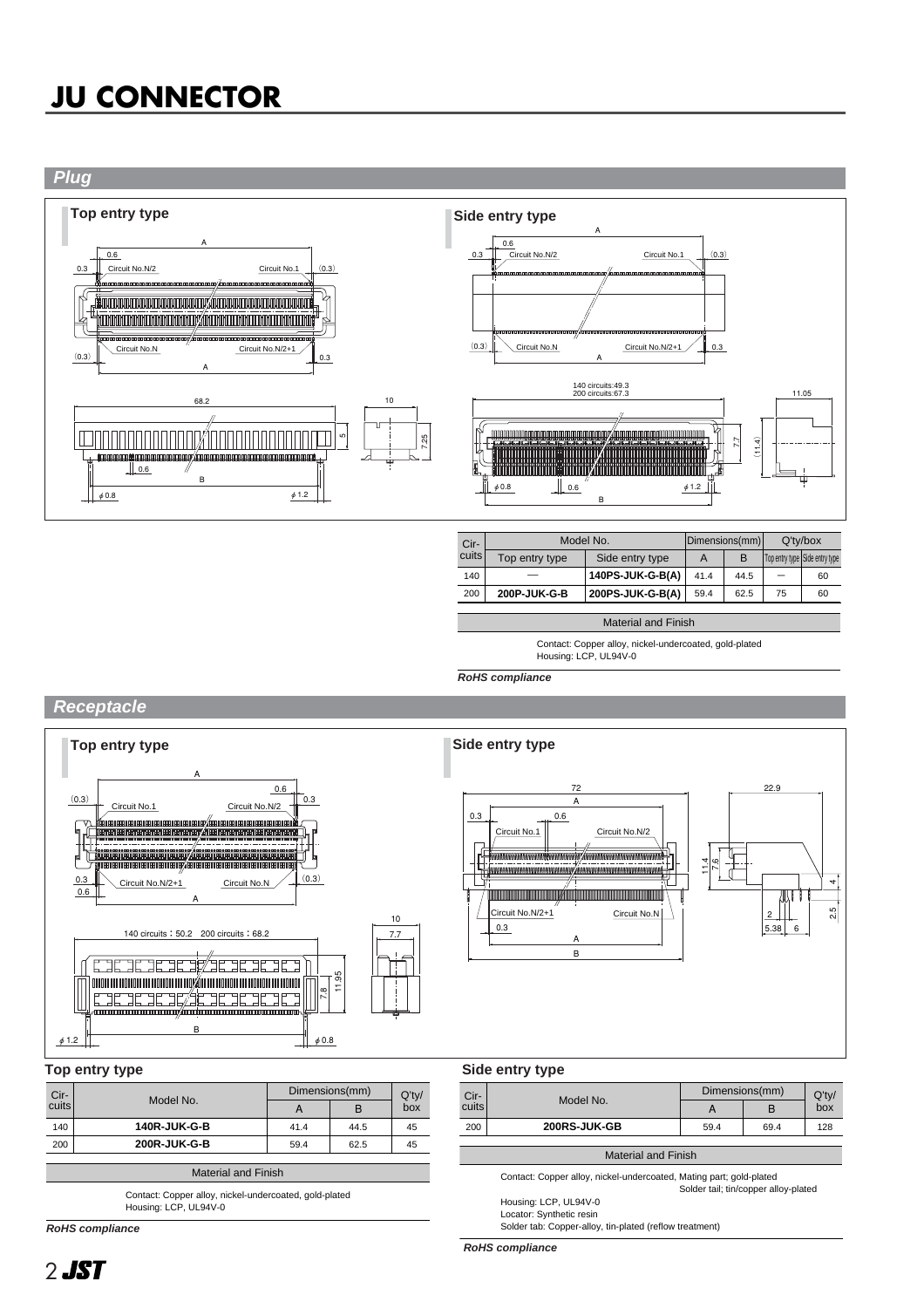# JU CONNECTOR

## Plug

### Top entry type

A
0.6
0.3
Circuit No.N/2
Circuit No.1
(0.3)
Circuit No.N
Circuit No.N/2+1
(0.3)
0.3
A
68.2
10
5
7.25
0.6
B
φ0.8
φ1.2

### Side entry type

A
0.6
0.3
Circuit No.N/2
Circuit No.1
(0.3)
(0.3)
Circuit No.N
Circuit No.N/2+1
0.3
A
140 circuits:49.3
200 circuits:67.3
11.05
7.7
(11.4)
φ0.8
0.6
φ1.2
B

| Cir-cuits | Model No. | | Dimensions(mm) | | Q'ty/box | |
|---|---|---|---|---|---|---|
| | Top entry type | Side entry type | A | B | Top entry type | Side entry type |
| 140 | — | **140PS-JUK-G-B(A)** | 41.4 | 44.5 | — | 60 |
| 200 | **200P-JUK-G-B** | **200PS-JUK-G-B(A)** | 59.4 | 62.5 | 75 | 60 |

**Material and Finish**

Contact: Copper alloy, nickel-undercoated, gold-plated
Housing: LCP, UL94V-0

***RoHS compliance***

## Receptacle

### Top entry type

A
0.6
(0.3)
0.3
Circuit No.1
Circuit No.N/2
0.3
Circuit No.N/2+1
Circuit No.N
(0.3)
0.6
A
140 circuits：50.2　200 circuits：68.2
10
7.7
7.8
11.95
B
φ1.2
φ0.8

### Side entry type

72
A
0.3
0.6
Circuit No.1
Circuit No.N/2
11.4
7.6
Circuit No.N/2+1
Circuit No.N
0.3
A
B
22.9
4
2.5
2
5.38
6

### Top entry type

| Cir-cuits | Model No. | Dimensions(mm) | | Q'ty/box |
|---|---|---|---|---|
| | | A | B | |
| 140 | **140R-JUK-G-B** | 41.4 | 44.5 | 45 |
| 200 | **200R-JUK-G-B** | 59.4 | 62.5 | 45 |

**Material and Finish**

Contact: Copper alloy, nickel-undercoated, gold-plated
Housing: LCP, UL94V-0

***RoHS compliance***

### Side entry type

| Cir-cuits | Model No. | Dimensions(mm) | | Q'ty/box |
|---|---|---|---|---|
| | | A | B | |
| 200 | **200RS-JUK-GB** | 59.4 | 69.4 | 128 |

**Material and Finish**

Contact: Copper alloy, nickel-undercoated, Mating part; gold-plated
Solder tail; tin/copper alloy-plated
Housing: LCP, UL94V-0
Locator: Synthetic resin
Solder tab: Copper-alloy, tin-plated (reflow treatment)

***RoHS compliance***